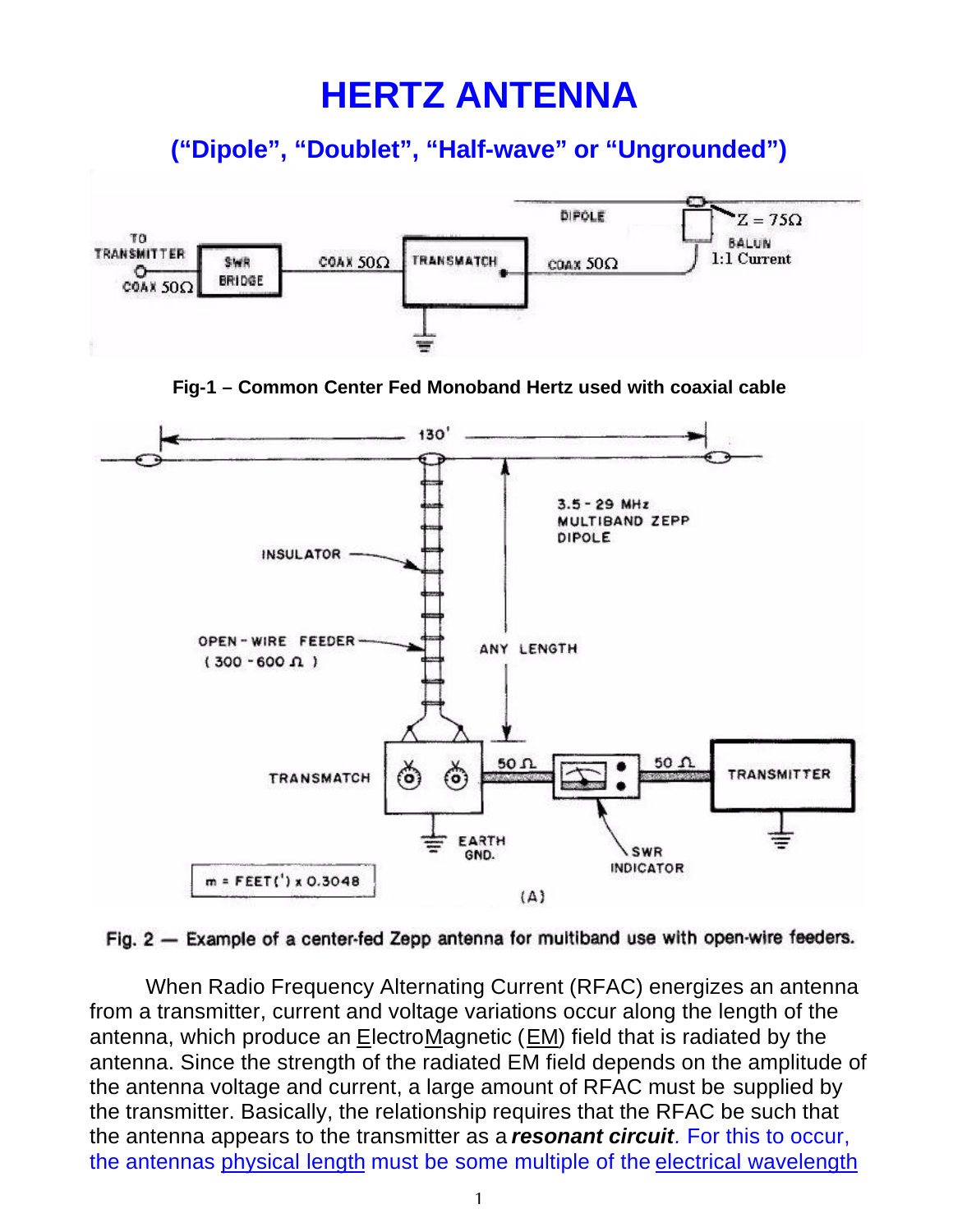# HERTZ ANTENNA

## (“Dipole”, “Doublet”, “Half-wave” or “Ungrounded”)

**Fig-1 – Common Center Fed Monoband Hertz used with coaxial cable**

**Fig. 2 — Example of a center-fed Zepp antenna for multiband use with open-wire feeders.**

When Radio Frequency Alternating Current (RFAC) energizes an antenna from a transmitter, current and voltage variations occur along the length of the antenna, which produce an ElectroMagnetic (EM) field that is radiated by the antenna. Since the strength of the radiated EM field depends on the amplitude of the antenna voltage and current, a large amount of RFAC must be supplied by the transmitter. Basically, the relationship requires that the RFAC be such that the antenna appears to the transmitter as a ***resonant circuit***. For this to occur, the antennas physical length must be some multiple of the electrical wavelength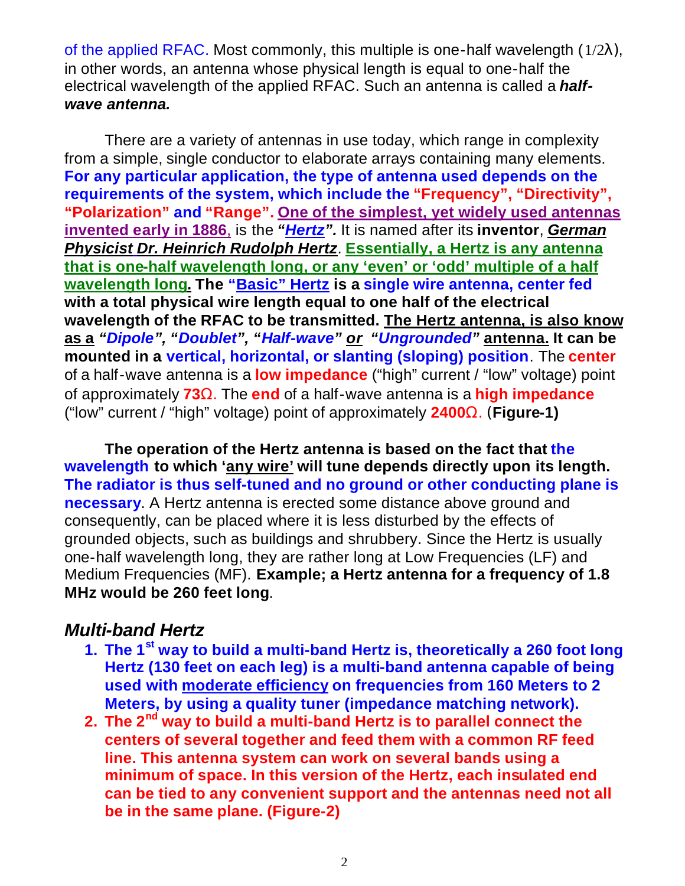of the applied RFAC. Most commonly, this multiple is one-half wavelength (1/2λ), in other words, an antenna whose physical length is equal to one-half the electrical wavelength of the applied RFAC. Such an antenna is called a ***half-wave antenna.***

There are a variety of antennas in use today, which range in complexity from a simple, single conductor to elaborate arrays containing many elements. **For any particular application, the type of antenna used depends on the requirements of the system, which include the "Frequency", "Directivity", "Polarization" and "Range".** **<u>One of the simplest, yet widely used antennas invented early in 1886</u>**, is the ***"<u>Hertz</u>".*** It is named after its **inventor**, ***<u>German Physicist Dr. Heinrich Rudolph Hertz</u>***. **<u>Essentially, a Hertz is any antenna that is one-half wavelength long, or any 'even' or 'odd' multiple of a half wavelength long</u>. The "<u>Basic" Hertz</u> is a single wire antenna, center fed with a total physical wire length equal to one half of the electrical wavelength of the RFAC to be transmitted. <u>The Hertz antenna, is also know as a</u> *"Dipole", "Doublet", "Half-wave" <u>or</u> "Ungrounded"* <u>antenna.</u> It can be mounted in a vertical, horizontal, or slanting (sloping) position**. The **center** of a half-wave antenna is a **low impedance** ("high" current / "low" voltage) point of approximately **73Ω**. The **end** of a half-wave antenna is a **high impedance** ("low" current / "high" voltage) point of approximately **2400Ω**. (**Figure-1)**

**The operation of the Hertz antenna is based on the fact that the wavelength to which '<u>any wire</u>' will tune depends directly upon its length. The radiator is thus self-tuned and no ground or other conducting plane is necessary**. A Hertz antenna is erected some distance above ground and consequently, can be placed where it is less disturbed by the effects of grounded objects, such as buildings and shrubbery. Since the Hertz is usually one-half wavelength long, they are rather long at Low Frequencies (LF) and Medium Frequencies (MF). **Example; a Hertz antenna for a frequency of 1.8 MHz would be 260 feet long**.

## *Multi-band Hertz*

1. **The 1st way to build a multi-band Hertz is, theoretically a 260 foot long Hertz (130 feet on each leg) is a multi-band antenna capable of being used with <u>moderate efficiency</u> on frequencies from 160 Meters to 2 Meters, by using a quality tuner (impedance matching network).**
2. **The 2nd way to build a multi-band Hertz is to parallel connect the centers of several together and feed them with a common RF feed line. This antenna system can work on several bands using a minimum of space. In this version of the Hertz, each insulated end can be tied to any convenient support and the antennas need not all be in the same plane. (Figure-2)**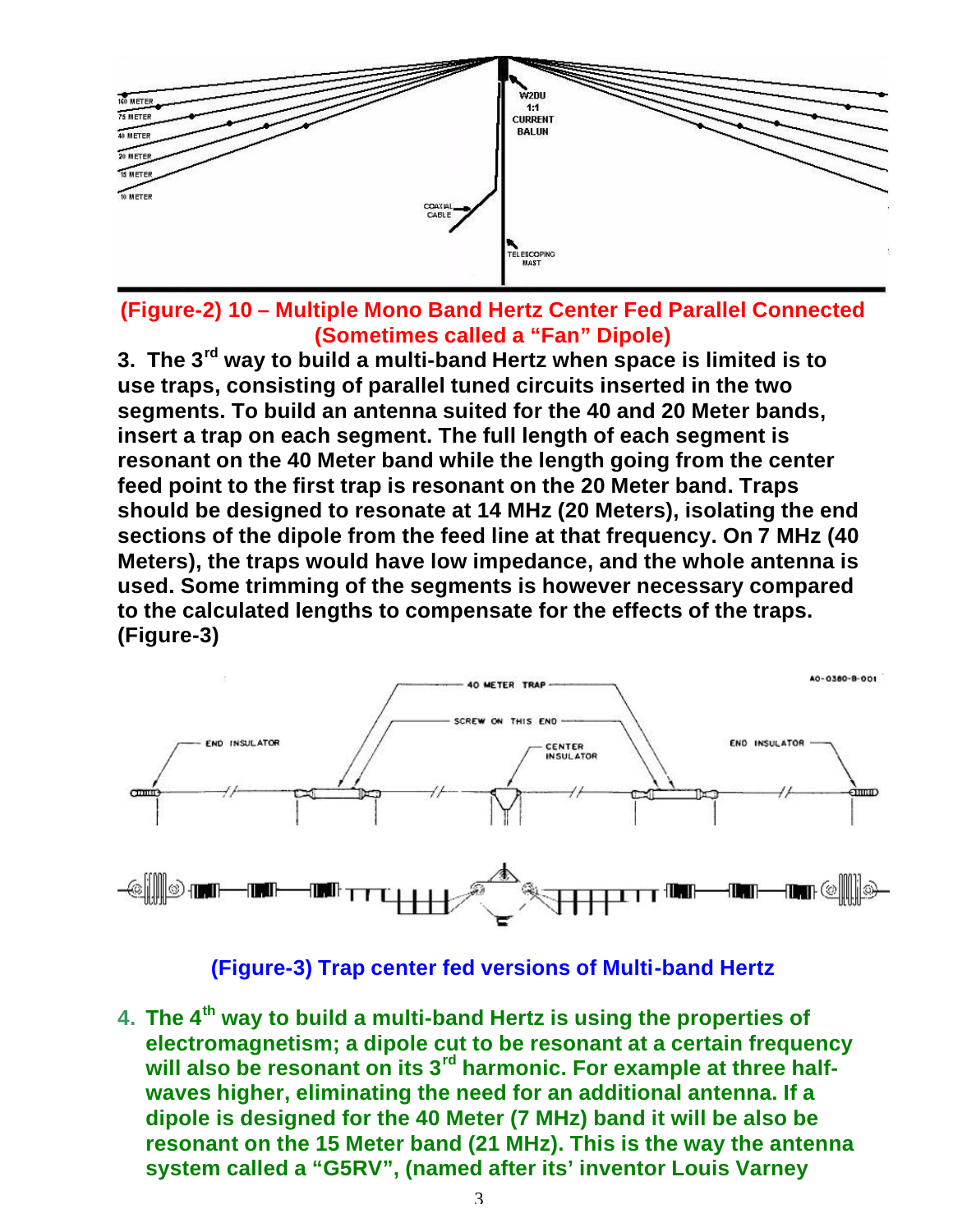**(Figure-2) 10 – Multiple Mono Band Hertz Center Fed Parallel Connected (Sometimes called a "Fan" Dipole)**

**3. The 3rd way to build a multi-band Hertz when space is limited is to use traps, consisting of parallel tuned circuits inserted in the two segments. To build an antenna suited for the 40 and 20 Meter bands, insert a trap on each segment. The full length of each segment is resonant on the 40 Meter band while the length going from the center feed point to the first trap is resonant on the 20 Meter band. Traps should be designed to resonate at 14 MHz (20 Meters), isolating the end sections of the dipole from the feed line at that frequency. On 7 MHz (40 Meters), the traps would have low impedance, and the whole antenna is used. Some trimming of the segments is however necessary compared to the calculated lengths to compensate for the effects of the traps. (Figure-3)**

**(Figure-3) Trap center fed versions of Multi-band Hertz**

4. **The 4th way to build a multi-band Hertz is using the properties of electromagnetism; a dipole cut to be resonant at a certain frequency will also be resonant on its 3rd harmonic. For example at three half-waves higher, eliminating the need for an additional antenna. If a dipole is designed for the 40 Meter (7 MHz) band it will be also be resonant on the 15 Meter band (21 MHz). This is the way the antenna system called a "G5RV", (named after its' inventor Louis Varney**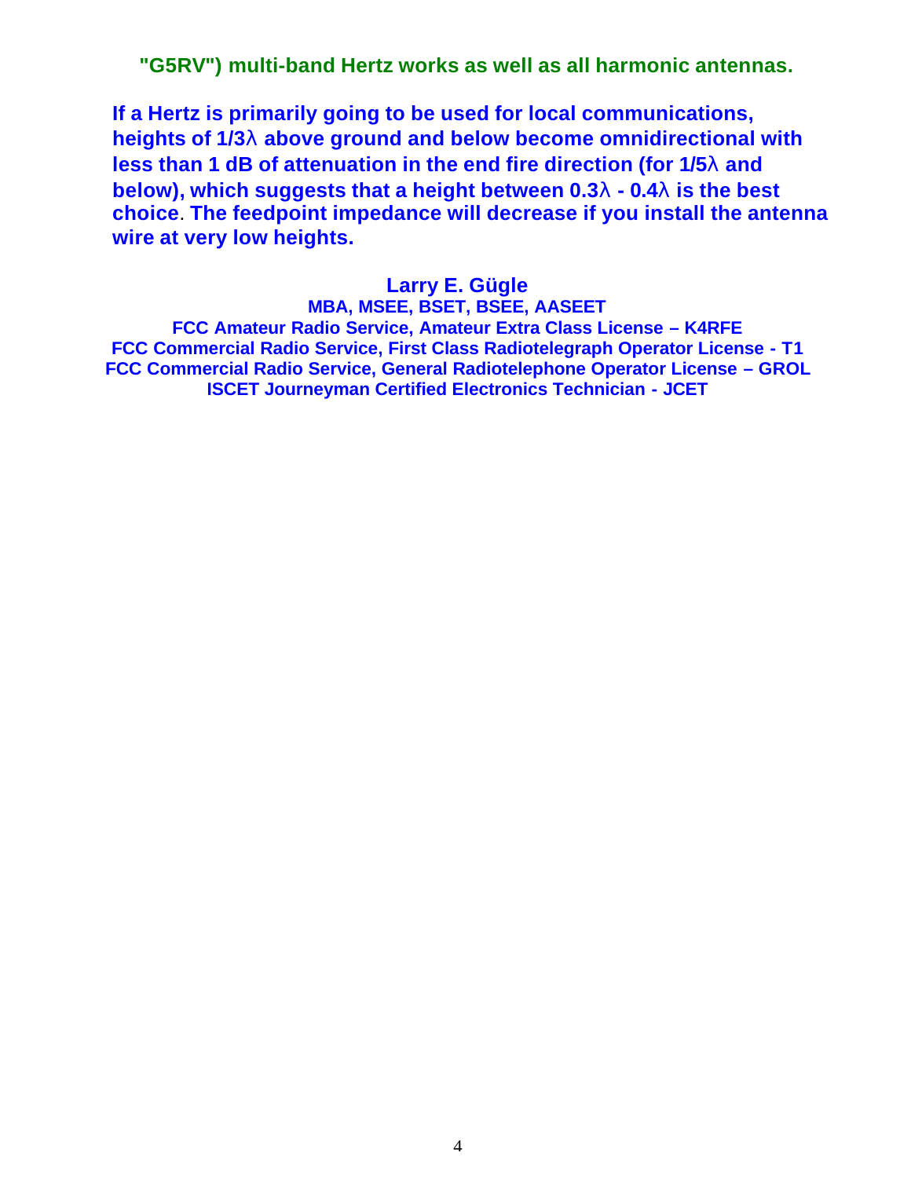**"G5RV") multi-band Hertz works as well as all harmonic antennas.**

**If a Hertz is primarily going to be used for local communications, heights of 1/3λ above ground and below become omnidirectional with less than 1 dB of attenuation in the end fire direction (for 1/5λ and below), which suggests that a height between 0.3λ - 0.4λ is the best choice. The feedpoint impedance will decrease if you install the antenna wire at very low heights.**

**Larry E. Gügle**
**MBA, MSEE, BSET, BSEE, AASEET**
**FCC Amateur Radio Service, Amateur Extra Class License – K4RFE**
**FCC Commercial Radio Service, First Class Radiotelegraph Operator License - T1**
**FCC Commercial Radio Service, General Radiotelephone Operator License – GROL**
**ISCET Journeyman Certified Electronics Technician - JCET**